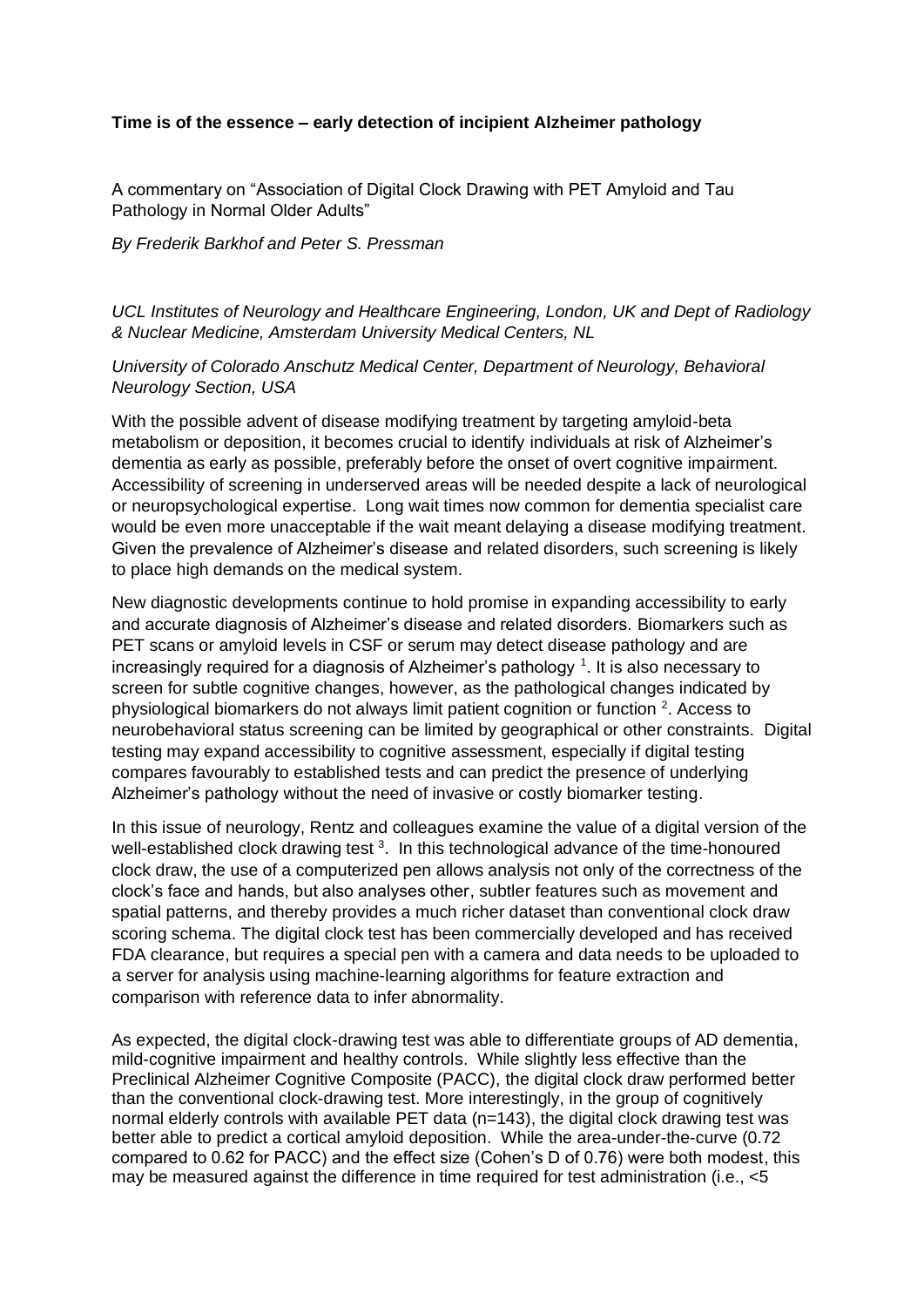**Time is of the essence – early detection of incipient Alzheimer pathology**

A commentary on "Association of Digital Clock Drawing with PET Amyloid and Tau Pathology in Normal Older Adults"

*By Frederik Barkhof and Peter S. Pressman*

*UCL Institutes of Neurology and Healthcare Engineering, London, UK and Dept of Radiology & Nuclear Medicine, Amsterdam University Medical Centers, NL*

*University of Colorado Anschutz Medical Center, Department of Neurology, Behavioral Neurology Section, USA*

With the possible advent of disease modifying treatment by targeting amyloid-beta metabolism or deposition, it becomes crucial to identify individuals at risk of Alzheimer's dementia as early as possible, preferably before the onset of overt cognitive impairment. Accessibility of screening in underserved areas will be needed despite a lack of neurological or neuropsychological expertise. Long wait times now common for dementia specialist care would be even more unacceptable if the wait meant delaying a disease modifying treatment. Given the prevalence of Alzheimer's disease and related disorders, such screening is likely to place high demands on the medical system.

New diagnostic developments continue to hold promise in expanding accessibility to early and accurate diagnosis of Alzheimer's disease and related disorders. Biomarkers such as PET scans or amyloid levels in CSF or serum may detect disease pathology and are increasingly required for a diagnosis of Alzheimer's pathology [1]. It is also necessary to screen for subtle cognitive changes, however, as the pathological changes indicated by physiological biomarkers do not always limit patient cognition or function [2]. Access to neurobehavioral status screening can be limited by geographical or other constraints. Digital testing may expand accessibility to cognitive assessment, especially if digital testing compares favourably to established tests and can predict the presence of underlying Alzheimer's pathology without the need of invasive or costly biomarker testing.

In this issue of neurology, Rentz and colleagues examine the value of a digital version of the well-established clock drawing test [3]. In this technological advance of the time-honoured clock draw, the use of a computerized pen allows analysis not only of the correctness of the clock's face and hands, but also analyses other, subtler features such as movement and spatial patterns, and thereby provides a much richer dataset than conventional clock draw scoring schema. The digital clock test has been commercially developed and has received FDA clearance, but requires a special pen with a camera and data needs to be uploaded to a server for analysis using machine-learning algorithms for feature extraction and comparison with reference data to infer abnormality.

As expected, the digital clock-drawing test was able to differentiate groups of AD dementia, mild-cognitive impairment and healthy controls. While slightly less effective than the Preclinical Alzheimer Cognitive Composite (PACC), the digital clock draw performed better than the conventional clock-drawing test. More interestingly, in the group of cognitively normal elderly controls with available PET data (n=143), the digital clock drawing test was better able to predict a cortical amyloid deposition. While the area-under-the-curve (0.72 compared to 0.62 for PACC) and the effect size (Cohen's D of 0.76) were both modest, this may be measured against the difference in time required for test administration (i.e., <5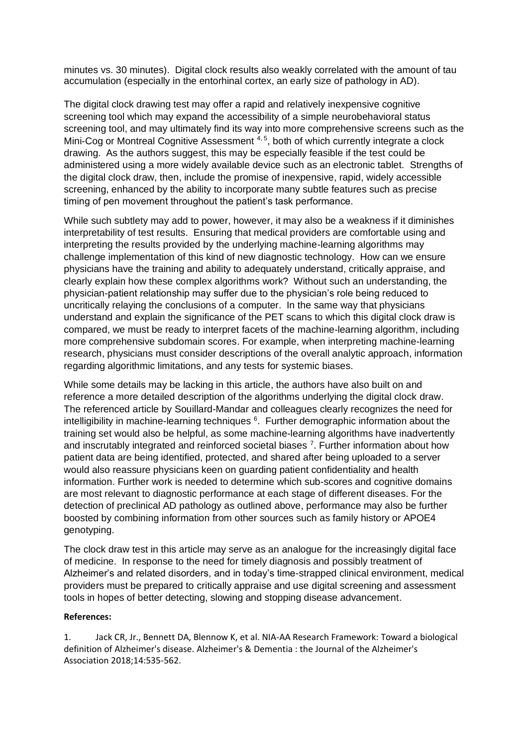minutes vs. 30 minutes). Digital clock results also weakly correlated with the amount of tau accumulation (especially in the entorhinal cortex, an early size of pathology in AD).

The digital clock drawing test may offer a rapid and relatively inexpensive cognitive screening tool which may expand the accessibility of a simple neurobehavioral status screening tool, and may ultimately find its way into more comprehensive screens such as the Mini-Cog or Montreal Cognitive Assessment [4, 5], both of which currently integrate a clock drawing. As the authors suggest, this may be especially feasible if the test could be administered using a more widely available device such as an electronic tablet. Strengths of the digital clock draw, then, include the promise of inexpensive, rapid, widely accessible screening, enhanced by the ability to incorporate many subtle features such as precise timing of pen movement throughout the patient's task performance.

While such subtlety may add to power, however, it may also be a weakness if it diminishes interpretability of test results. Ensuring that medical providers are comfortable using and interpreting the results provided by the underlying machine-learning algorithms may challenge implementation of this kind of new diagnostic technology. How can we ensure physicians have the training and ability to adequately understand, critically appraise, and clearly explain how these complex algorithms work? Without such an understanding, the physician-patient relationship may suffer due to the physician's role being reduced to uncritically relaying the conclusions of a computer. In the same way that physicians understand and explain the significance of the PET scans to which this digital clock draw is compared, we must be ready to interpret facets of the machine-learning algorithm, including more comprehensive subdomain scores. For example, when interpreting machine-learning research, physicians must consider descriptions of the overall analytic approach, information regarding algorithmic limitations, and any tests for systemic biases.

While some details may be lacking in this article, the authors have also built on and reference a more detailed description of the algorithms underlying the digital clock draw. The referenced article by Souillard-Mandar and colleagues clearly recognizes the need for intelligibility in machine-learning techniques [6]. Further demographic information about the training set would also be helpful, as some machine-learning algorithms have inadvertently and inscrutably integrated and reinforced societal biases [7]. Further information about how patient data are being identified, protected, and shared after being uploaded to a server would also reassure physicians keen on guarding patient confidentiality and health information. Further work is needed to determine which sub-scores and cognitive domains are most relevant to diagnostic performance at each stage of different diseases. For the detection of preclinical AD pathology as outlined above, performance may also be further boosted by combining information from other sources such as family history or APOE4 genotyping.

The clock draw test in this article may serve as an analogue for the increasingly digital face of medicine. In response to the need for timely diagnosis and possibly treatment of Alzheimer's and related disorders, and in today's time-strapped clinical environment, medical providers must be prepared to critically appraise and use digital screening and assessment tools in hopes of better detecting, slowing and stopping disease advancement.

**References:**

1. Jack CR, Jr., Bennett DA, Blennow K, et al. NIA-AA Research Framework: Toward a biological definition of Alzheimer's disease. Alzheimer's & Dementia : the Journal of the Alzheimer's Association 2018;14:535-562.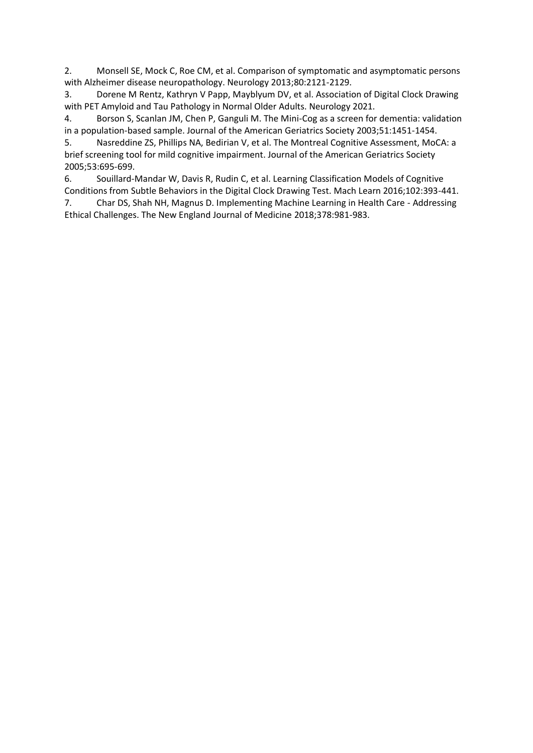2. Monsell SE, Mock C, Roe CM, et al. Comparison of symptomatic and asymptomatic persons with Alzheimer disease neuropathology. Neurology 2013;80:2121-2129.

3. Dorene M Rentz, Kathryn V Papp, Mayblyum DV, et al. Association of Digital Clock Drawing with PET Amyloid and Tau Pathology in Normal Older Adults. Neurology 2021.

4. Borson S, Scanlan JM, Chen P, Ganguli M. The Mini-Cog as a screen for dementia: validation in a population-based sample. Journal of the American Geriatrics Society 2003;51:1451-1454.

5. Nasreddine ZS, Phillips NA, Bedirian V, et al. The Montreal Cognitive Assessment, MoCA: a brief screening tool for mild cognitive impairment. Journal of the American Geriatrics Society 2005;53:695-699.

6. Souillard-Mandar W, Davis R, Rudin C, et al. Learning Classification Models of Cognitive Conditions from Subtle Behaviors in the Digital Clock Drawing Test. Mach Learn 2016;102:393-441.

7. Char DS, Shah NH, Magnus D. Implementing Machine Learning in Health Care - Addressing Ethical Challenges. The New England Journal of Medicine 2018;378:981-983.